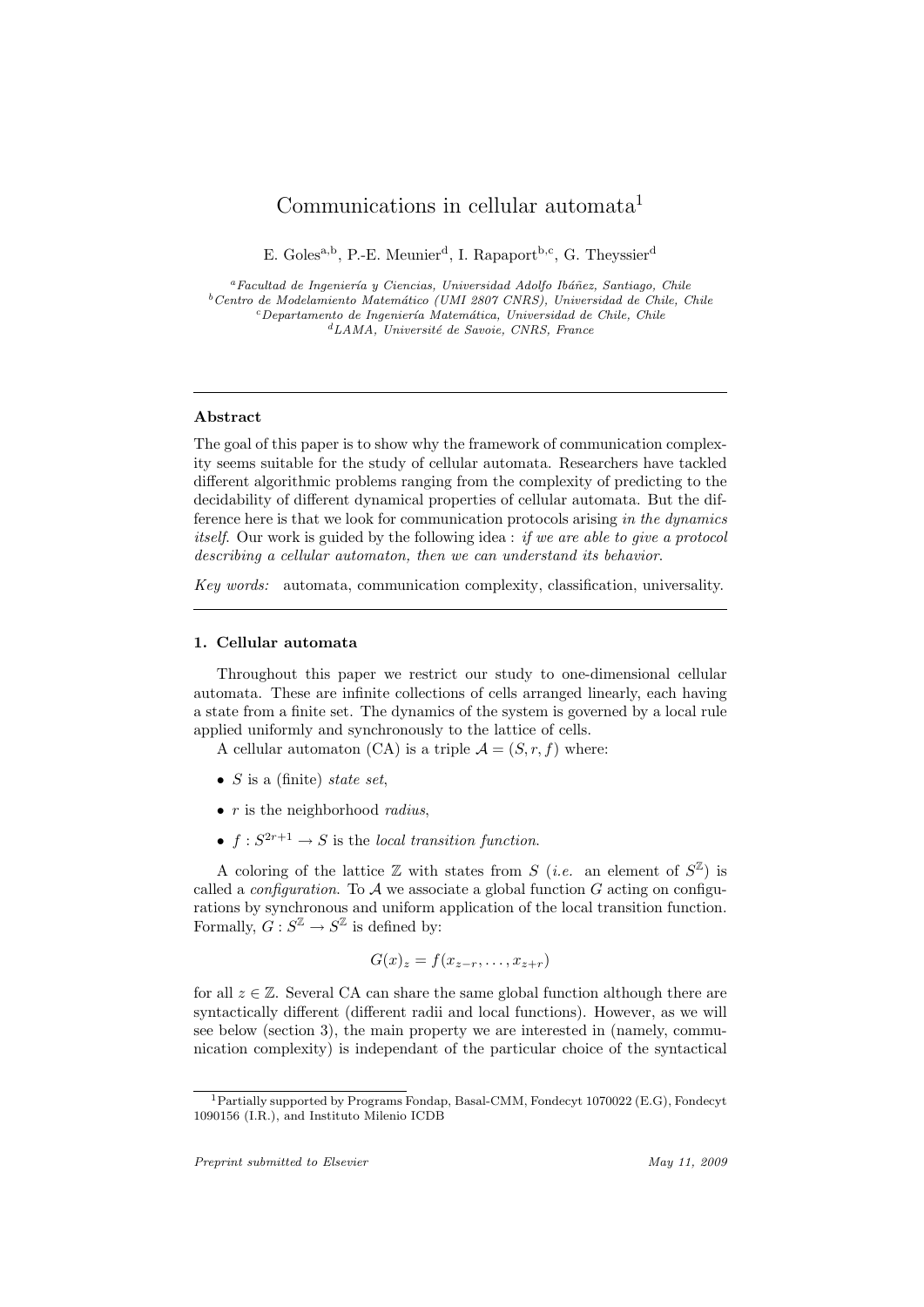# Communications in cellular automata[1]

E. Goles[a,b], P.-E. Meunier[d], I. Rapaport[b,c], G. Theyssier[d]

[a] *Facultad de Ingeniería y Ciencias, Universidad Adolfo Ibáñez, Santiago, Chile*
[b] *Centro de Modelamiento Matemático (UMI 2807 CNRS), Universidad de Chile, Chile*
[c] *Departamento de Ingeniería Matemática, Universidad de Chile, Chile*
[d] *LAMA, Université de Savoie, CNRS, France*

---

**Abstract**

The goal of this paper is to show why the framework of communication complexity seems suitable for the study of cellular automata. Researchers have tackled different algorithmic problems ranging from the complexity of predicting to the decidability of different dynamical properties of cellular automata. But the difference here is that we look for communication protocols arising *in the dynamics itself*. Our work is guided by the following idea : *if we are able to give a protocol describing a cellular automaton, then we can understand its behavior*.

*Key words:* automata, communication complexity, classification, universality.

---

### 1. Cellular automata

Throughout this paper we restrict our study to one-dimensional cellular automata. These are infinite collections of cells arranged linearly, each having a state from a finite set. The dynamics of the system is governed by a local rule applied uniformly and synchronously to the lattice of cells.

A cellular automaton (CA) is a triple $\mathcal{A} = (S, r, f)$ where:

- $S$ is a (finite) *state set*,
- $r$ is the neighborhood *radius*,
- $f : S^{2r+1} \to S$ is the *local transition function*.

A coloring of the lattice $\mathbb{Z}$ with states from $S$ (*i.e.* an element of $S^{\mathbb{Z}}$) is called a *configuration*. To $\mathcal{A}$ we associate a global function $G$ acting on configurations by synchronous and uniform application of the local transition function. Formally, $G : S^{\mathbb{Z}} \to S^{\mathbb{Z}}$ is defined by:

$$G(x)_z = f(x_{z-r}, \ldots, x_{z+r})$$

for all $z \in \mathbb{Z}$. Several CA can share the same global function although there are syntactically different (different radii and local functions). However, as we will see below (section 3), the main property we are interested in (namely, communication complexity) is independant of the particular choice of the syntactical

---

[1] Partially supported by Programs Fondap, Basal-CMM, Fondecyt 1070022 (E.G), Fondecyt 1090156 (I.R.), and Instituto Milenio ICDB

*Preprint submitted to Elsevier* May 11, 2009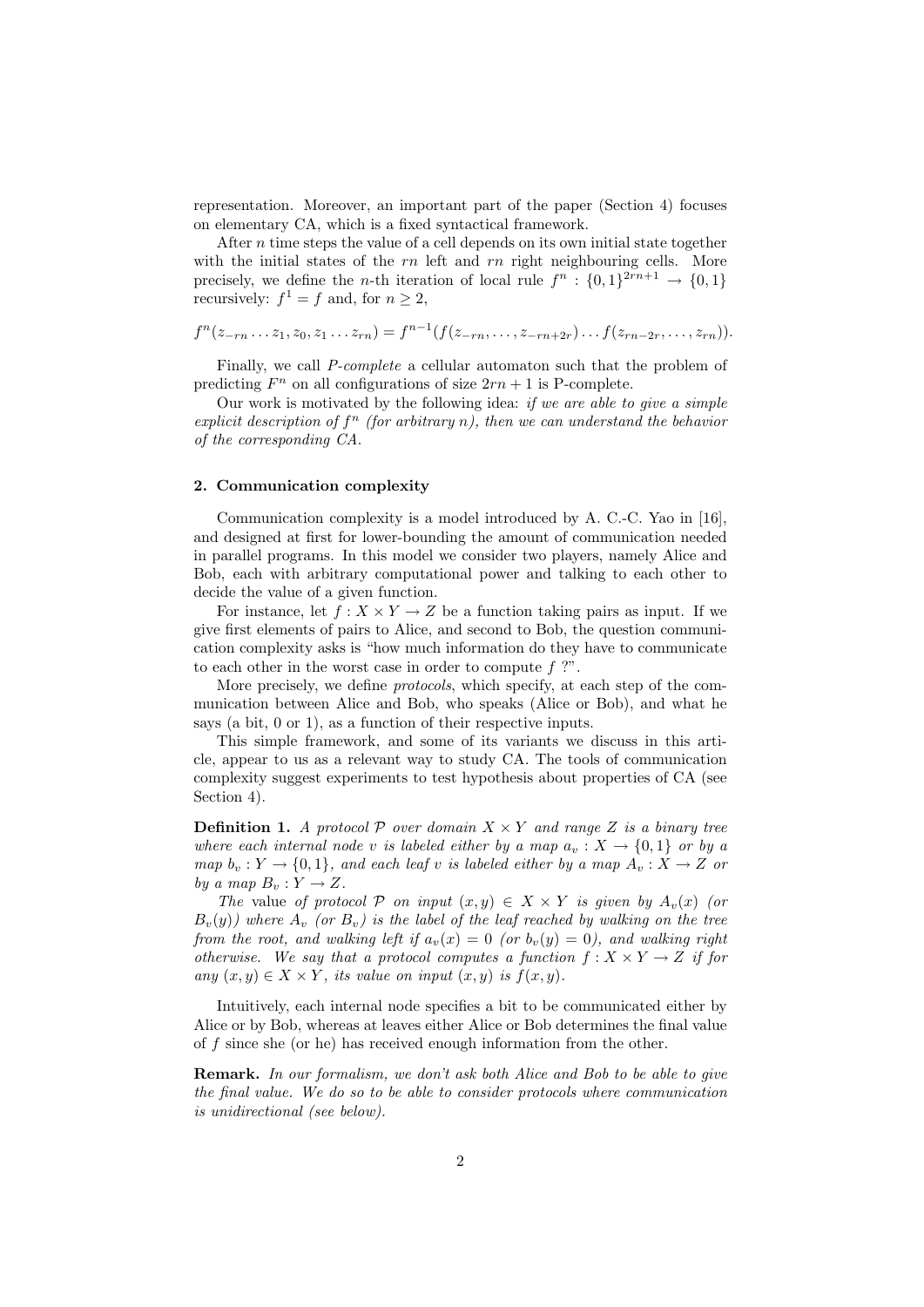representation. Moreover, an important part of the paper (Section 4) focuses on elementary CA, which is a fixed syntactical framework.

After $n$ time steps the value of a cell depends on its own initial state together with the initial states of the $rn$ left and $rn$ right neighbouring cells. More precisely, we define the $n$-th iteration of local rule $f^n : \{0,1\}^{2rn+1} \to \{0,1\}$ recursively: $f^1 = f$ and, for $n \geq 2$,

$$f^n(z_{-rn} \dots z_1, z_0, z_1 \dots z_{rn}) = f^{n-1}(f(z_{-rn}, \dots, z_{-rn+2r}) \dots f(z_{rn-2r}, \dots, z_{rn})).$$

Finally, we call *P-complete* a cellular automaton such that the problem of predicting $F^n$ on all configurations of size $2rn+1$ is P-complete.

Our work is motivated by the following idea: *if we are able to give a simple explicit description of $f^n$ (for arbitrary $n$), then we can understand the behavior of the corresponding CA.*

## 2. Communication complexity

Communication complexity is a model introduced by A. C.-C. Yao in [16], and designed at first for lower-bounding the amount of communication needed in parallel programs. In this model we consider two players, namely Alice and Bob, each with arbitrary computational power and talking to each other to decide the value of a given function.

For instance, let $f : X \times Y \to Z$ be a function taking pairs as input. If we give first elements of pairs to Alice, and second to Bob, the question communication complexity asks is "how much information do they have to communicate to each other in the worst case in order to compute $f$ ?".

More precisely, we define *protocols*, which specify, at each step of the communication between Alice and Bob, who speaks (Alice or Bob), and what he says (a bit, 0 or 1), as a function of their respective inputs.

This simple framework, and some of its variants we discuss in this article, appear to us as a relevant way to study CA. The tools of communication complexity suggest experiments to test hypothesis about properties of CA (see Section 4).

**Definition 1.** *A protocol $\mathcal{P}$ over domain $X \times Y$ and range $Z$ is a binary tree where each internal node $v$ is labeled either by a map $a_v : X \to \{0,1\}$ or by a map $b_v : Y \to \{0,1\}$, and each leaf $v$ is labeled either by a map $A_v : X \to Z$ or by a map $B_v : Y \to Z$.*

*The value of protocol $\mathcal{P}$ on input $(x,y) \in X \times Y$ is given by $A_v(x)$ (or $B_v(y)$) where $A_v$ (or $B_v$) is the label of the leaf reached by walking on the tree from the root, and walking left if $a_v(x) = 0$ (or $b_v(y) = 0$), and walking right otherwise. We say that a protocol computes a function $f : X \times Y \to Z$ if for any $(x,y) \in X \times Y$, its value on input $(x,y)$ is $f(x,y)$.*

Intuitively, each internal node specifies a bit to be communicated either by Alice or by Bob, whereas at leaves either Alice or Bob determines the final value of $f$ since she (or he) has received enough information from the other.

**Remark.** *In our formalism, we don't ask both Alice and Bob to be able to give the final value. We do so to be able to consider protocols where communication is unidirectional (see below).*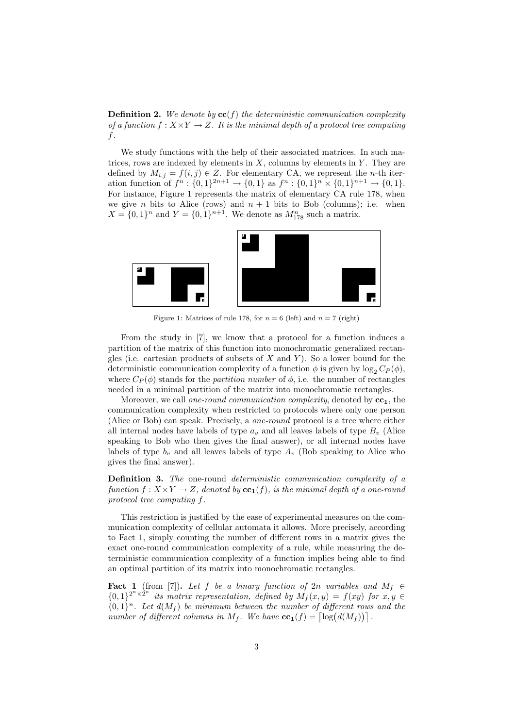**Definition 2.** *We denote by* $\mathbf{cc}(f)$ *the deterministic communication complexity of a function* $f : X \times Y \to Z$*. It is the minimal depth of a protocol tree computing* $f$*.*

We study functions with the help of their associated matrices. In such matrices, rows are indexed by elements in $X$, columns by elements in $Y$. They are defined by $M_{i,j} = f(i,j) \in Z$. For elementary CA, we represent the $n$-th iteration function of $f^n : \{0,1\}^{2n+1} \to \{0,1\}$ as $f^n : \{0,1\}^n \times \{0,1\}^{n+1} \to \{0,1\}$. For instance, Figure 1 represents the matrix of elementary CA rule 178, when we give $n$ bits to Alice (rows) and $n+1$ bits to Bob (columns); i.e. when $X = \{0,1\}^n$ and $Y = \{0,1\}^{n+1}$. We denote as $M^n_{178}$ such a matrix.

Figure 1: Matrices of rule 178, for $n = 6$ (left) and $n = 7$ (right)

From the study in [7], we know that a protocol for a function induces a partition of the matrix of this function into monochromatic generalized rectangles (i.e. cartesian products of subsets of $X$ and $Y$). So a lower bound for the deterministic communication complexity of a function $\phi$ is given by $\log_2 C_P(\phi)$, where $C_P(\phi)$ stands for the *partition number* of $\phi$, i.e. the number of rectangles needed in a minimal partition of the matrix into monochromatic rectangles.

Moreover, we call *one-round communication complexity*, denoted by $\mathbf{cc_1}$, the communication complexity when restricted to protocols where only one person (Alice or Bob) can speak. Precisely, a *one-round* protocol is a tree where either all internal nodes have labels of type $a_v$ and all leaves labels of type $B_v$ (Alice speaking to Bob who then gives the final answer), or all internal nodes have labels of type $b_v$ and all leaves labels of type $A_v$ (Bob speaking to Alice who gives the final answer).

**Definition 3.** *The* one-round *deterministic communication complexity of a function* $f : X \times Y \to Z$*, denoted by* $\mathbf{cc_1}(f)$*, is the minimal depth of a one-round protocol tree computing* $f$*.*

This restriction is justified by the ease of experimental measures on the communication complexity of cellular automata it allows. More precisely, according to Fact 1, simply counting the number of different rows in a matrix gives the exact one-round communication complexity of a rule, while measuring the deterministic communication complexity of a function implies being able to find an optimal partition of its matrix into monochromatic rectangles.

**Fact 1** (from [7])**.** *Let* $f$ *be a binary function of* $2n$ *variables and* $M_f \in \{0,1\}^{2^n \times 2^n}$ *its matrix representation, defined by* $M_f(x,y) = f(xy)$ *for* $x, y \in \{0,1\}^n$*. Let* $d(M_f)$ *be minimum between the number of different rows and the number of different columns in* $M_f$*. We have* $\mathbf{cc_1}(f) = \lceil \log(d(M_f)) \rceil$*.*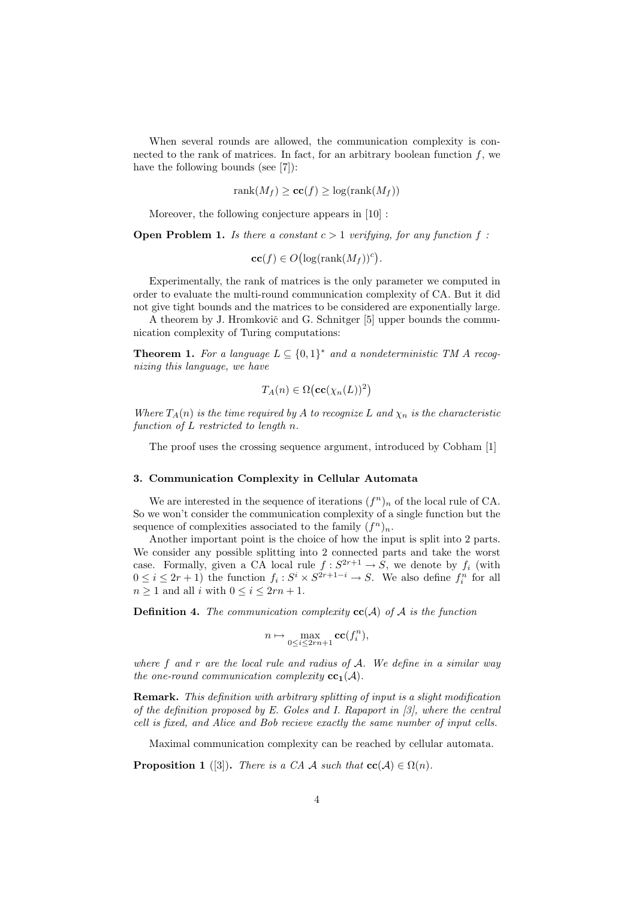When several rounds are allowed, the communication complexity is connected to the rank of matrices. In fact, for an arbitrary boolean function $f$, we have the following bounds (see [7]):

$$\mathrm{rank}(M_f) \geq \mathbf{cc}(f) \geq \log(\mathrm{rank}(M_f))$$

Moreover, the following conjecture appears in [10] :

**Open Problem 1.** *Is there a constant $c > 1$ verifying, for any function $f$ :*

$$\mathbf{cc}(f) \in O\big(\log(\mathrm{rank}(M_f))^c\big).$$

Experimentally, the rank of matrices is the only parameter we computed in order to evaluate the multi-round communication complexity of CA. But it did not give tight bounds and the matrices to be considered are exponentially large.

A theorem by J. Hromkovič and G. Schnitger [5] upper bounds the communication complexity of Turing computations:

**Theorem 1.** *For a language $L \subseteq \{0,1\}^*$ and a nondeterministic TM $A$ recognizing this language, we have*

$$T_A(n) \in \Omega\big(\mathbf{cc}(\chi_n(L))^2\big)$$

*Where $T_A(n)$ is the time required by $A$ to recognize $L$ and $\chi_n$ is the characteristic function of $L$ restricted to length $n$.*

The proof uses the crossing sequence argument, introduced by Cobham [1]

### 3. Communication Complexity in Cellular Automata

We are interested in the sequence of iterations $(f^n)_n$ of the local rule of CA. So we won't consider the communication complexity of a single function but the sequence of complexities associated to the family $(f^n)_n$.

Another important point is the choice of how the input is split into 2 parts. We consider any possible splitting into 2 connected parts and take the worst case. Formally, given a CA local rule $f : S^{2r+1} \to S$, we denote by $f_i$ (with $0 \leq i \leq 2r+1$) the function $f_i : S^i \times S^{2r+1-i} \to S$. We also define $f_i^n$ for all $n \geq 1$ and all $i$ with $0 \leq i \leq 2rn+1$.

**Definition 4.** *The communication complexity $\mathbf{cc}(\mathcal{A})$ of $\mathcal{A}$ is the function*

$$n \mapsto \max_{0 \leq i \leq 2rn+1} \mathbf{cc}(f_i^n),$$

*where $f$ and $r$ are the local rule and radius of $\mathcal{A}$. We define in a similar way the one-round communication complexity $\mathbf{cc_1}(\mathcal{A})$.*

**Remark.** *This definition with arbitrary splitting of input is a slight modification of the definition proposed by E. Goles and I. Rapaport in [3], where the central cell is fixed, and Alice and Bob recieve exactly the same number of input cells.*

Maximal communication complexity can be reached by cellular automata.

**Proposition 1** ([3])**.** *There is a CA $\mathcal{A}$ such that $\mathbf{cc}(\mathcal{A}) \in \Omega(n)$.*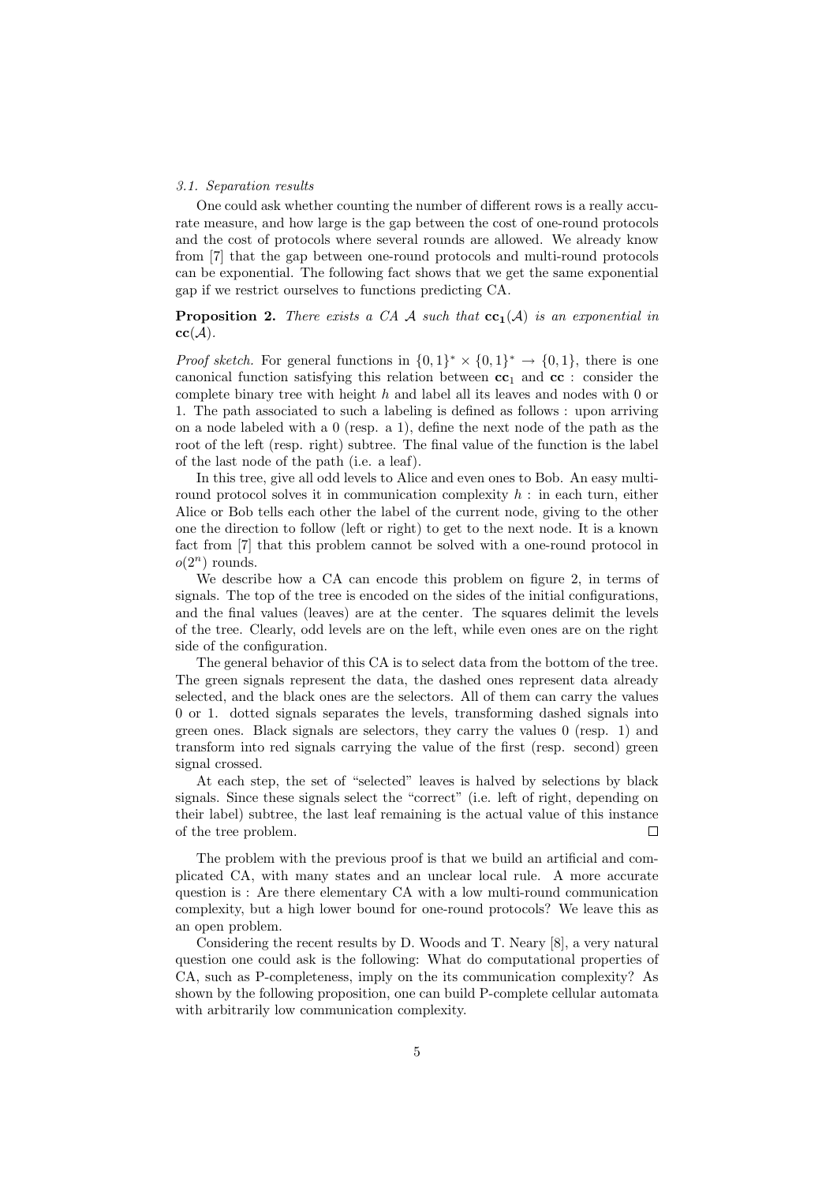### 3.1. Separation results

One could ask whether counting the number of different rows is a really accurate measure, and how large is the gap between the cost of one-round protocols and the cost of protocols where several rounds are allowed. We already know from [7] that the gap between one-round protocols and multi-round protocols can be exponential. The following fact shows that we get the same exponential gap if we restrict ourselves to functions predicting CA.

**Proposition 2.** *There exists a CA $\mathcal{A}$ such that $\mathbf{cc_1}(\mathcal{A})$ is an exponential in $\mathbf{cc}(\mathcal{A})$.*

*Proof sketch.* For general functions in $\{0,1\}^* \times \{0,1\}^* \to \{0,1\}$, there is one canonical function satisfying this relation between $\mathbf{cc}_1$ and $\mathbf{cc}$ : consider the complete binary tree with height $h$ and label all its leaves and nodes with 0 or 1. The path associated to such a labeling is defined as follows : upon arriving on a node labeled with a 0 (resp. a 1), define the next node of the path as the root of the left (resp. right) subtree. The final value of the function is the label of the last node of the path (i.e. a leaf).

In this tree, give all odd levels to Alice and even ones to Bob. An easy multi-round protocol solves it in communication complexity $h$ : in each turn, either Alice or Bob tells each other the label of the current node, giving to the other one the direction to follow (left or right) to get to the next node. It is a known fact from [7] that this problem cannot be solved with a one-round protocol in $o(2^n)$ rounds.

We describe how a CA can encode this problem on figure 2, in terms of signals. The top of the tree is encoded on the sides of the initial configurations, and the final values (leaves) are at the center. The squares delimit the levels of the tree. Clearly, odd levels are on the left, while even ones are on the right side of the configuration.

The general behavior of this CA is to select data from the bottom of the tree. The green signals represent the data, the dashed ones represent data already selected, and the black ones are the selectors. All of them can carry the values 0 or 1. dotted signals separates the levels, transforming dashed signals into green ones. Black signals are selectors, they carry the values 0 (resp. 1) and transform into red signals carrying the value of the first (resp. second) green signal crossed.

At each step, the set of "selected" leaves is halved by selections by black signals. Since these signals select the "correct" (i.e. left of right, depending on their label) subtree, the last leaf remaining is the actual value of this instance of the tree problem. □

The problem with the previous proof is that we build an artificial and complicated CA, with many states and an unclear local rule. A more accurate question is : Are there elementary CA with a low multi-round communication complexity, but a high lower bound for one-round protocols? We leave this as an open problem.

Considering the recent results by D. Woods and T. Neary [8], a very natural question one could ask is the following: What do computational properties of CA, such as P-completeness, imply on the its communication complexity? As shown by the following proposition, one can build P-complete cellular automata with arbitrarily low communication complexity.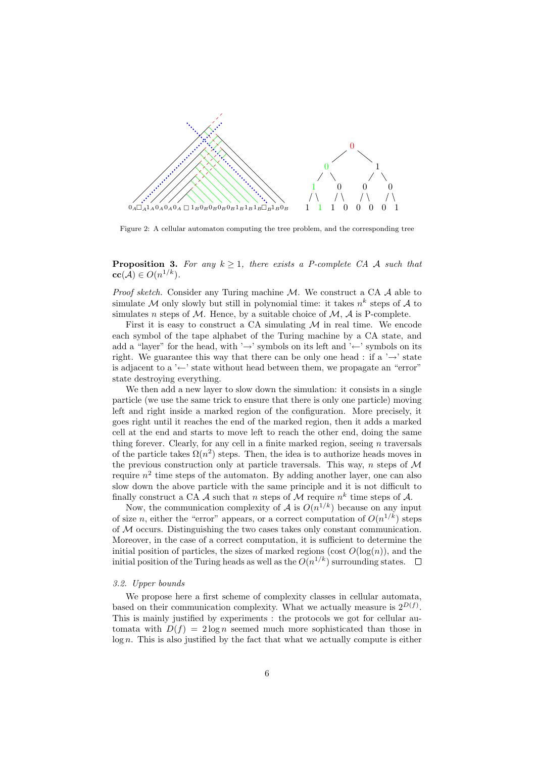Figure 2: A cellular automaton computing the tree problem, and the corresponding tree

**Proposition 3.** *For any $k \geq 1$, there exists a P-complete CA $\mathcal{A}$ such that $\mathbf{cc}(\mathcal{A}) \in O(n^{1/k})$.*

*Proof sketch.* Consider any Turing machine $\mathcal{M}$. We construct a CA $\mathcal{A}$ able to simulate $\mathcal{M}$ only slowly but still in polynomial time: it takes $n^k$ steps of $\mathcal{A}$ to simulates $n$ steps of $\mathcal{M}$. Hence, by a suitable choice of $\mathcal{M}$, $\mathcal{A}$ is P-complete.

First it is easy to construct a CA simulating $\mathcal{M}$ in real time. We encode each symbol of the tape alphabet of the Turing machine by a CA state, and add a "layer" for the head, with '$\rightarrow$' symbols on its left and '$\leftarrow$' symbols on its right. We guarantee this way that there can be only one head : if a '$\rightarrow$' state is adjacent to a '$\leftarrow$' state without head between them, we propagate an "error" state destroying everything.

We then add a new layer to slow down the simulation: it consists in a single particle (we use the same trick to ensure that there is only one particle) moving left and right inside a marked region of the configuration. More precisely, it goes right until it reaches the end of the marked region, then it adds a marked cell at the end and starts to move left to reach the other end, doing the same thing forever. Clearly, for any cell in a finite marked region, seeing $n$ traversals of the particle takes $\Omega(n^2)$ steps. Then, the idea is to authorize heads moves in the previous construction only at particle traversals. This way, $n$ steps of $\mathcal{M}$ require $n^2$ time steps of the automaton. By adding another layer, one can also slow down the above particle with the same principle and it is not difficult to finally construct a CA $\mathcal{A}$ such that $n$ steps of $\mathcal{M}$ require $n^k$ time steps of $\mathcal{A}$.

Now, the communication complexity of $\mathcal{A}$ is $O(n^{1/k})$ because on any input of size $n$, either the "error" appears, or a correct computation of $O(n^{1/k})$ steps of $\mathcal{M}$ occurs. Distinguishing the two cases takes only constant communication. Moreover, in the case of a correct computation, it is sufficient to determine the initial position of particles, the sizes of marked regions (cost $O(\log(n))$, and the initial position of the Turing heads as well as the $O(n^{1/k})$ surrounding states. $\square$

### 3.2. Upper bounds

We propose here a first scheme of complexity classes in cellular automata, based on their communication complexity. What we actually measure is $2^{D(f)}$. This is mainly justified by experiments : the protocols we got for cellular automata with $D(f) = 2\log n$ seemed much more sophisticated than those in $\log n$. This is also justified by the fact that what we actually compute is either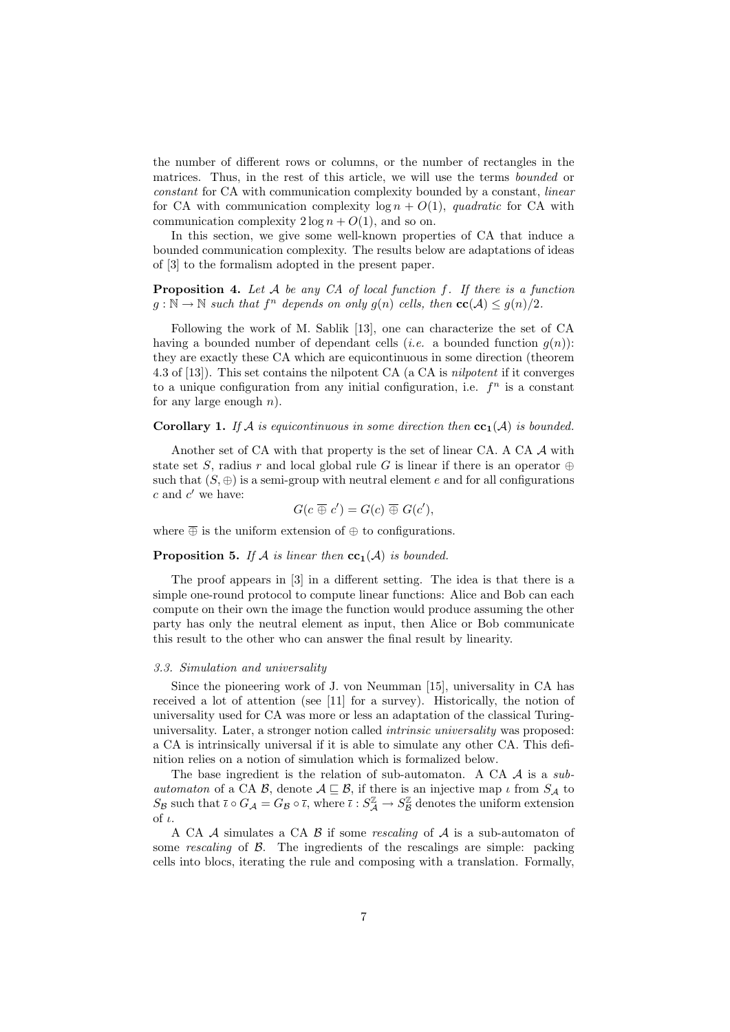the number of different rows or columns, or the number of rectangles in the matrices. Thus, in the rest of this article, we will use the terms *bounded* or *constant* for CA with communication complexity bounded by a constant, *linear* for CA with communication complexity $\log n + O(1)$, *quadratic* for CA with communication complexity $2 \log n + O(1)$, and so on.

In this section, we give some well-known properties of CA that induce a bounded communication complexity. The results below are adaptations of ideas of [3] to the formalism adopted in the present paper.

**Proposition 4.** *Let $\mathcal{A}$ be any CA of local function $f$. If there is a function $g : \mathbb{N} \to \mathbb{N}$ such that $f^n$ depends on only $g(n)$ cells, then $\mathbf{cc}(\mathcal{A}) \leq g(n)/2$.*

Following the work of M. Sablik [13], one can characterize the set of CA having a bounded number of dependant cells (*i.e.* a bounded function $g(n)$): they are exactly these CA which are equicontinuous in some direction (theorem 4.3 of [13]). This set contains the nilpotent CA (a CA is *nilpotent* if it converges to a unique configuration from any initial configuration, i.e. $f^n$ is a constant for any large enough $n$).

**Corollary 1.** *If $\mathcal{A}$ is equicontinuous in some direction then $\mathbf{cc_1}(\mathcal{A})$ is bounded.*

Another set of CA with that property is the set of linear CA. A CA $\mathcal{A}$ with state set $S$, radius $r$ and local global rule $G$ is linear if there is an operator $\oplus$ such that $(S, \oplus)$ is a semi-group with neutral element $e$ and for all configurations $c$ and $c'$ we have:

$$G(c \mathbin{\overline{\oplus}} c') = G(c) \mathbin{\overline{\oplus}} G(c'),$$

where $\overline{\oplus}$ is the uniform extension of $\oplus$ to configurations.

**Proposition 5.** *If $\mathcal{A}$ is linear then $\mathbf{cc_1}(\mathcal{A})$ is bounded.*

The proof appears in [3] in a different setting. The idea is that there is a simple one-round protocol to compute linear functions: Alice and Bob can each compute on their own the image the function would produce assuming the other party has only the neutral element as input, then Alice or Bob communicate this result to the other who can answer the final result by linearity.

### *3.3. Simulation and universality*

Since the pioneering work of J. von Neumman [15], universality in CA has received a lot of attention (see [11] for a survey). Historically, the notion of universality used for CA was more or less an adaptation of the classical Turing-universality. Later, a stronger notion called *intrinsic universality* was proposed: a CA is intrinsically universal if it is able to simulate any other CA. This definition relies on a notion of simulation which is formalized below.

The base ingredient is the relation of sub-automaton. A CA $\mathcal{A}$ is a *sub-automaton* of a CA $\mathcal{B}$, denote $\mathcal{A} \sqsubseteq \mathcal{B}$, if there is an injective map $\iota$ from $S_\mathcal{A}$ to $S_\mathcal{B}$ such that $\overline{\iota} \circ G_\mathcal{A} = G_\mathcal{B} \circ \overline{\iota}$, where $\overline{\iota} : S_\mathcal{A}^\mathbb{Z} \to S_\mathcal{B}^\mathbb{Z}$ denotes the uniform extension of $\iota$.

A CA $\mathcal{A}$ simulates a CA $\mathcal{B}$ if some *rescaling* of $\mathcal{A}$ is a sub-automaton of some *rescaling* of $\mathcal{B}$. The ingredients of the rescalings are simple: packing cells into blocs, iterating the rule and composing with a translation. Formally,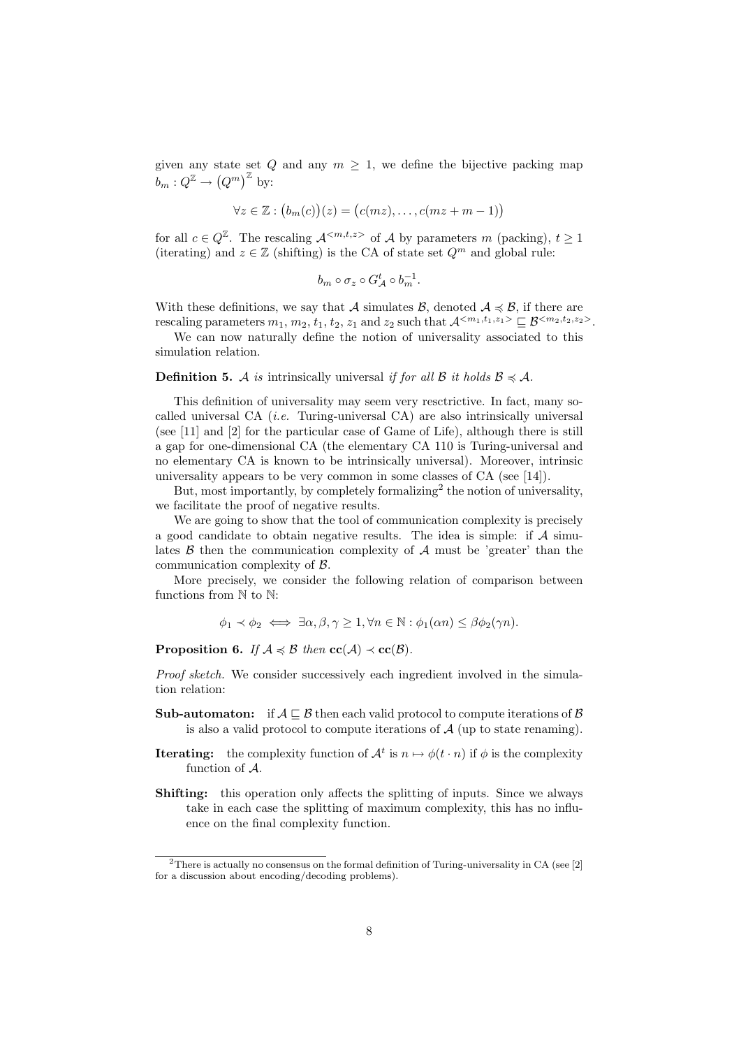given any state set $Q$ and any $m \geq 1$, we define the bijective packing map $b_m : Q^{\mathbb{Z}} \to \left(Q^m\right)^{\mathbb{Z}}$ by:

$$\forall z \in \mathbb{Z} : \big(b_m(c)\big)(z) = \big(c(mz), \ldots, c(mz + m - 1)\big)$$

for all $c \in Q^{\mathbb{Z}}$. The rescaling $\mathcal{A}^{<m,t,z>}$ of $\mathcal{A}$ by parameters $m$ (packing), $t \geq 1$ (iterating) and $z \in \mathbb{Z}$ (shifting) is the CA of state set $Q^m$ and global rule:

$$b_m \circ \sigma_z \circ G_{\mathcal{A}}^t \circ b_m^{-1}.$$

With these definitions, we say that $\mathcal{A}$ simulates $\mathcal{B}$, denoted $\mathcal{A} \preccurlyeq \mathcal{B}$, if there are rescaling parameters $m_1$, $m_2$, $t_1$, $t_2$, $z_1$ and $z_2$ such that $\mathcal{A}^{<m_1,t_1,z_1>} \sqsubseteq \mathcal{B}^{<m_2,t_2,z_2>}$.

We can now naturally define the notion of universality associated to this simulation relation.

**Definition 5.** *$\mathcal{A}$ is* intrinsically universal *if for all $\mathcal{B}$ it holds $\mathcal{B} \preccurlyeq \mathcal{A}$.*

This definition of universality may seem very resctrictive. In fact, many so-called universal CA (*i.e.* Turing-universal CA) are also intrinsically universal (see [11] and [2] for the particular case of Game of Life), although there is still a gap for one-dimensional CA (the elementary CA 110 is Turing-universal and no elementary CA is known to be intrinsically universal). Moreover, intrinsic universality appears to be very common in some classes of CA (see [14]).

But, most importantly, by completely formalizing[2] the notion of universality, we facilitate the proof of negative results.

We are going to show that the tool of communication complexity is precisely a good candidate to obtain negative results. The idea is simple: if $\mathcal{A}$ simulates $\mathcal{B}$ then the communication complexity of $\mathcal{A}$ must be 'greater' than the communication complexity of $\mathcal{B}$.

More precisely, we consider the following relation of comparison between functions from $\mathbb{N}$ to $\mathbb{N}$:

$$\phi_1 \prec \phi_2 \iff \exists \alpha, \beta, \gamma \geq 1, \forall n \in \mathbb{N} : \phi_1(\alpha n) \leq \beta \phi_2(\gamma n).$$

**Proposition 6.** *If $\mathcal{A} \preccurlyeq \mathcal{B}$ then $\mathbf{cc}(\mathcal{A}) \prec \mathbf{cc}(\mathcal{B})$.*

*Proof sketch.* We consider successively each ingredient involved in the simulation relation:

- **Sub-automaton:** if $\mathcal{A} \sqsubseteq \mathcal{B}$ then each valid protocol to compute iterations of $\mathcal{B}$ is also a valid protocol to compute iterations of $\mathcal{A}$ (up to state renaming).
- **Iterating:** the complexity function of $\mathcal{A}^t$ is $n \mapsto \phi(t \cdot n)$ if $\phi$ is the complexity function of $\mathcal{A}$.
- **Shifting:** this operation only affects the splitting of inputs. Since we always take in each case the splitting of maximum complexity, this has no influence on the final complexity function.

[2] There is actually no consensus on the formal definition of Turing-universality in CA (see [2] for a discussion about encoding/decoding problems).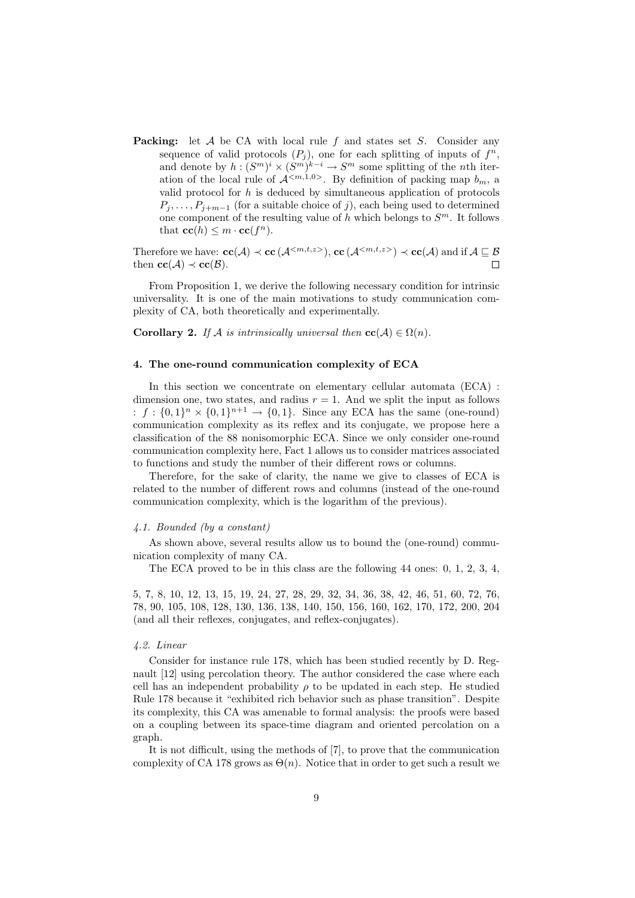**Packing:** let $\mathcal{A}$ be CA with local rule $f$ and states set $S$. Consider any sequence of valid protocols $(P_j)$, one for each splitting of inputs of $f^n$, and denote by $h : (S^m)^i \times (S^m)^{k-i} \to S^m$ some splitting of the $n$th iteration of the local rule of $\mathcal{A}^{<m,1,0>}$. By definition of packing map $b_m$, a valid protocol for $h$ is deduced by simultaneous application of protocols $P_j, \ldots, P_{j+m-1}$ (for a suitable choice of $j$), each being used to determined one component of the resulting value of $h$ which belongs to $S^m$. It follows that $\mathbf{cc}(h) \leq m \cdot \mathbf{cc}(f^n)$.

Therefore we have: $\mathbf{cc}(\mathcal{A}) \prec \mathbf{cc}\left(\mathcal{A}^{<m,t,z>}\right)$, $\mathbf{cc}\left(\mathcal{A}^{<m,t,z>}\right) \prec \mathbf{cc}(\mathcal{A})$ and if $\mathcal{A} \sqsubseteq \mathcal{B}$ then $\mathbf{cc}(\mathcal{A}) \prec \mathbf{cc}(\mathcal{B})$. □

From Proposition 1, we derive the following necessary condition for intrinsic universality. It is one of the main motivations to study communication complexity of CA, both theoretically and experimentally.

**Corollary 2.** *If $\mathcal{A}$ is intrinsically universal then $\mathbf{cc}(\mathcal{A}) \in \Omega(n)$.*

## 4. The one-round communication complexity of ECA

In this section we concentrate on elementary cellular automata (ECA) : dimension one, two states, and radius $r = 1$. And we split the input as follows : $f : \{0,1\}^n \times \{0,1\}^{n+1} \to \{0,1\}$. Since any ECA has the same (one-round) communication complexity as its reflex and its conjugate, we propose here a classification of the 88 nonisomorphic ECA. Since we only consider one-round communication complexity here, Fact 1 allows us to consider matrices associated to functions and study the number of their different rows or columns.

Therefore, for the sake of clarity, the name we give to classes of ECA is related to the number of different rows and columns (instead of the one-round communication complexity, which is the logarithm of the previous).

### *4.1. Bounded (by a constant)*

As shown above, several results allow us to bound the (one-round) communication complexity of many CA.

The ECA proved to be in this class are the following 44 ones: 0, 1, 2, 3, 4, 5, 7, 8, 10, 12, 13, 15, 19, 24, 27, 28, 29, 32, 34, 36, 38, 42, 46, 51, 60, 72, 76, 78, 90, 105, 108, 128, 130, 136, 138, 140, 150, 156, 160, 162, 170, 172, 200, 204 (and all their reflexes, conjugates, and reflex-conjugates).

### *4.2. Linear*

Consider for instance rule 178, which has been studied recently by D. Regnault [12] using percolation theory. The author considered the case where each cell has an independent probability $\rho$ to be updated in each step. He studied Rule 178 because it "exhibited rich behavior such as phase transition". Despite its complexity, this CA was amenable to formal analysis: the proofs were based on a coupling between its space-time diagram and oriented percolation on a graph.

It is not difficult, using the methods of [7], to prove that the communication complexity of CA 178 grows as $\Theta(n)$. Notice that in order to get such a result we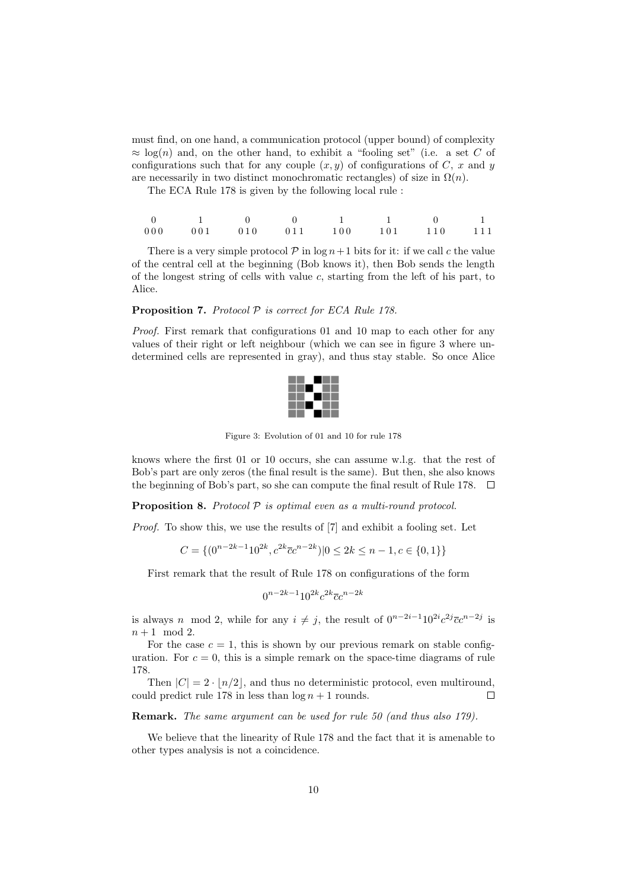must find, on one hand, a communication protocol (upper bound) of complexity $\approx \log(n)$ and, on the other hand, to exhibit a "fooling set" (i.e. a set $C$ of configurations such that for any couple $(x, y)$ of configurations of $C$, $x$ and $y$ are necessarily in two distinct monochromatic rectangles) of size in $\Omega(n)$.

The ECA Rule 178 is given by the following local rule :

| 0 | 1 | 0 | 0 | 1 | 1 | 0 | 1 |
|---|---|---|---|---|---|---|---|
| 000 | 001 | 010 | 011 | 100 | 101 | 110 | 111 |

There is a very simple protocol $\mathcal{P}$ in $\log n + 1$ bits for it: if we call $c$ the value of the central cell at the beginning (Bob knows it), then Bob sends the length of the longest string of cells with value $c$, starting from the left of his part, to Alice.

**Proposition 7.** *Protocol $\mathcal{P}$ is correct for ECA Rule 178.*

*Proof.* First remark that configurations 01 and 10 map to each other for any values of their right or left neighbour (which we can see in figure 3 where undetermined cells are represented in gray), and thus stay stable. So once Alice knows where the first 01 or 10 occurs, she can assume w.l.g. that the rest of Bob's part are only zeros (the final result is the same). But then, she also knows the beginning of Bob's part, so she can compute the final result of Rule 178. $\square$

Figure 3: Evolution of 01 and 10 for rule 178

**Proposition 8.** *Protocol $\mathcal{P}$ is optimal even as a multi-round protocol.*

*Proof.* To show this, we use the results of [7] and exhibit a fooling set. Let

$$C = \{(0^{n-2k-1}10^{2k}, c^{2k}\overline{c}c^{n-2k}) | 0 \leq 2k \leq n-1, c \in \{0,1\}\}$$

First remark that the result of Rule 178 on configurations of the form

$$0^{n-2k-1}10^{2k}c^{2k}\overline{c}c^{n-2k}$$

is always $n \mod 2$, while for any $i \neq j$, the result of $0^{n-2i-1}10^{2i}c^{2j}\overline{c}c^{n-2j}$ is $n+1 \mod 2$.

For the case $c = 1$, this is shown by our previous remark on stable configuration. For $c = 0$, this is a simple remark on the space-time diagrams of rule 178.

Then $|C| = 2 \cdot \lfloor n/2 \rfloor$, and thus no deterministic protocol, even multiround, could predict rule 178 in less than $\log n + 1$ rounds. $\square$

**Remark.** *The same argument can be used for rule 50 (and thus also 179).*

We believe that the linearity of Rule 178 and the fact that it is amenable to other types analysis is not a coincidence.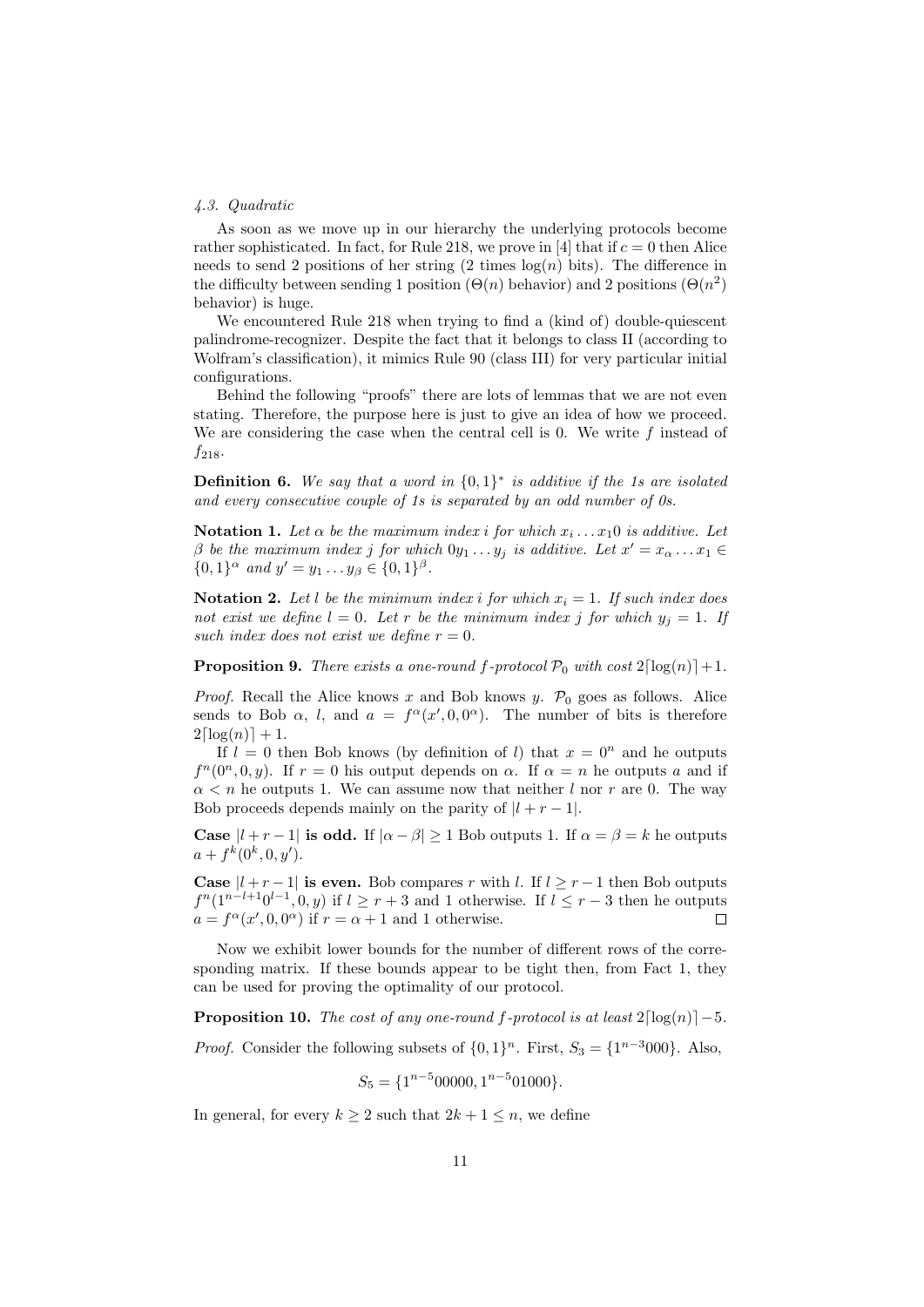### 4.3. Quadratic

As soon as we move up in our hierarchy the underlying protocols become rather sophisticated. In fact, for Rule 218, we prove in [4] that if $c = 0$ then Alice needs to send 2 positions of her string (2 times $\log(n)$ bits). The difference in the difficulty between sending 1 position ($\Theta(n)$ behavior) and 2 positions ($\Theta(n^2)$ behavior) is huge.

We encountered Rule 218 when trying to find a (kind of) double-quiescent palindrome-recognizer. Despite the fact that it belongs to class II (according to Wolfram's classification), it mimics Rule 90 (class III) for very particular initial configurations.

Behind the following "proofs" there are lots of lemmas that we are not even stating. Therefore, the purpose here is just to give an idea of how we proceed. We are considering the case when the central cell is 0. We write $f$ instead of $f_{218}$.

**Definition 6.** *We say that a word in $\{0,1\}^*$ is additive if the 1s are isolated and every consecutive couple of 1s is separated by an odd number of 0s.*

**Notation 1.** *Let $\alpha$ be the maximum index $i$ for which $x_i \dots x_1 0$ is additive. Let $\beta$ be the maximum index $j$ for which $0 y_1 \dots y_j$ is additive. Let $x' = x_\alpha \dots x_1 \in \{0,1\}^\alpha$ and $y' = y_1 \dots y_\beta \in \{0,1\}^\beta$.*

**Notation 2.** *Let $l$ be the minimum index $i$ for which $x_i = 1$. If such index does not exist we define $l = 0$. Let $r$ be the minimum index $j$ for which $y_j = 1$. If such index does not exist we define $r = 0$.*

**Proposition 9.** *There exists a one-round $f$-protocol $\mathcal{P}_0$ with cost $2\lceil \log(n) \rceil + 1$.*

*Proof.* Recall the Alice knows $x$ and Bob knows $y$. $\mathcal{P}_0$ goes as follows. Alice sends to Bob $\alpha$, $l$, and $a = f^\alpha(x', 0, 0^\alpha)$. The number of bits is therefore $2\lceil \log(n) \rceil + 1$.

If $l = 0$ then Bob knows (by definition of $l$) that $x = 0^n$ and he outputs $f^n(0^n, 0, y)$. If $r = 0$ his output depends on $\alpha$. If $\alpha = n$ he outputs $a$ and if $\alpha < n$ he outputs 1. We can assume now that neither $l$ nor $r$ are 0. The way Bob proceeds depends mainly on the parity of $|l + r - 1|$.

**Case $|l + r - 1|$ is odd.** If $|\alpha - \beta| \geq 1$ Bob outputs 1. If $\alpha = \beta = k$ he outputs $a + f^k(0^k, 0, y')$.

**Case $|l + r - 1|$ is even.** Bob compares $r$ with $l$. If $l \geq r - 1$ then Bob outputs $f^n(1^{n-l+1} 0^{l-1}, 0, y)$ if $l \geq r + 3$ and 1 otherwise. If $l \leq r - 3$ then he outputs $a = f^\alpha(x', 0, 0^\alpha)$ if $r = \alpha + 1$ and 1 otherwise. $\square$

Now we exhibit lower bounds for the number of different rows of the corresponding matrix. If these bounds appear to be tight then, from Fact 1, they can be used for proving the optimality of our protocol.

**Proposition 10.** *The cost of any one-round $f$-protocol is at least $2\lceil \log(n) \rceil - 5$.*

*Proof.* Consider the following subsets of $\{0,1\}^n$. First, $S_3 = \{1^{n-3}000\}$. Also,

$$S_5 = \{1^{n-5}00000, 1^{n-5}01000\}.$$

In general, for every $k \geq 2$ such that $2k + 1 \leq n$, we define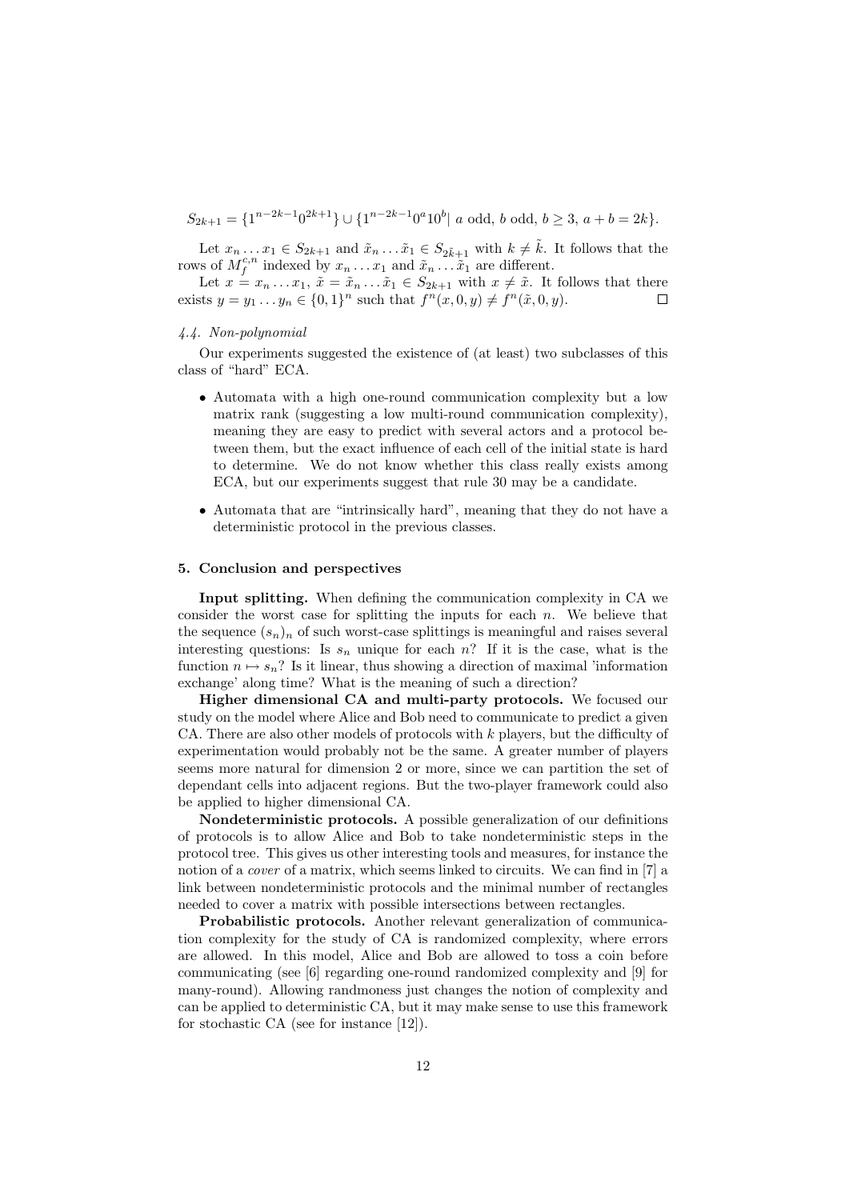$$S_{2k+1} = \{1^{n-2k-1}0^{2k+1}\} \cup \{1^{n-2k-1}0^a 1 0^b |\ a \text{ odd},\ b \text{ odd},\ b \geq 3,\ a+b=2k\}.$$

Let $x_n \dots x_1 \in S_{2k+1}$ and $\tilde{x}_n \dots \tilde{x}_1 \in S_{2\tilde{k}+1}$ with $k \neq \tilde{k}$. It follows that the rows of $M_f^{c,n}$ indexed by $x_n \dots x_1$ and $\tilde{x}_n \dots \tilde{x}_1$ are different.

Let $x = x_n \dots x_1$, $\tilde{x} = \tilde{x}_n \dots \tilde{x}_1 \in S_{2k+1}$ with $x \neq \tilde{x}$. It follows that there exists $y = y_1 \dots y_n \in \{0,1\}^n$ such that $f^n(x, 0, y) \neq f^n(\tilde{x}, 0, y)$. □

### *4.4. Non-polynomial*

Our experiments suggested the existence of (at least) two subclasses of this class of "hard" ECA.

- Automata with a high one-round communication complexity but a low matrix rank (suggesting a low multi-round communication complexity), meaning they are easy to predict with several actors and a protocol between them, but the exact influence of each cell of the initial state is hard to determine. We do not know whether this class really exists among ECA, but our experiments suggest that rule 30 may be a candidate.
- Automata that are "intrinsically hard", meaning that they do not have a deterministic protocol in the previous classes.

## 5. Conclusion and perspectives

**Input splitting.** When defining the communication complexity in CA we consider the worst case for splitting the inputs for each $n$. We believe that the sequence $(s_n)_n$ of such worst-case splittings is meaningful and raises several interesting questions: Is $s_n$ unique for each $n$? If it is the case, what is the function $n \mapsto s_n$? Is it linear, thus showing a direction of maximal 'information exchange' along time? What is the meaning of such a direction?

**Higher dimensional CA and multi-party protocols.** We focused our study on the model where Alice and Bob need to communicate to predict a given CA. There are also other models of protocols with $k$ players, but the difficulty of experimentation would probably not be the same. A greater number of players seems more natural for dimension 2 or more, since we can partition the set of dependant cells into adjacent regions. But the two-player framework could also be applied to higher dimensional CA.

**Nondeterministic protocols.** A possible generalization of our definitions of protocols is to allow Alice and Bob to take nondeterministic steps in the protocol tree. This gives us other interesting tools and measures, for instance the notion of a *cover* of a matrix, which seems linked to circuits. We can find in [7] a link between nondeterministic protocols and the minimal number of rectangles needed to cover a matrix with possible intersections between rectangles.

**Probabilistic protocols.** Another relevant generalization of communication complexity for the study of CA is randomized complexity, where errors are allowed. In this model, Alice and Bob are allowed to toss a coin before communicating (see [6] regarding one-round randomized complexity and [9] for many-round). Allowing randmoness just changes the notion of complexity and can be applied to deterministic CA, but it may make sense to use this framework for stochastic CA (see for instance [12]).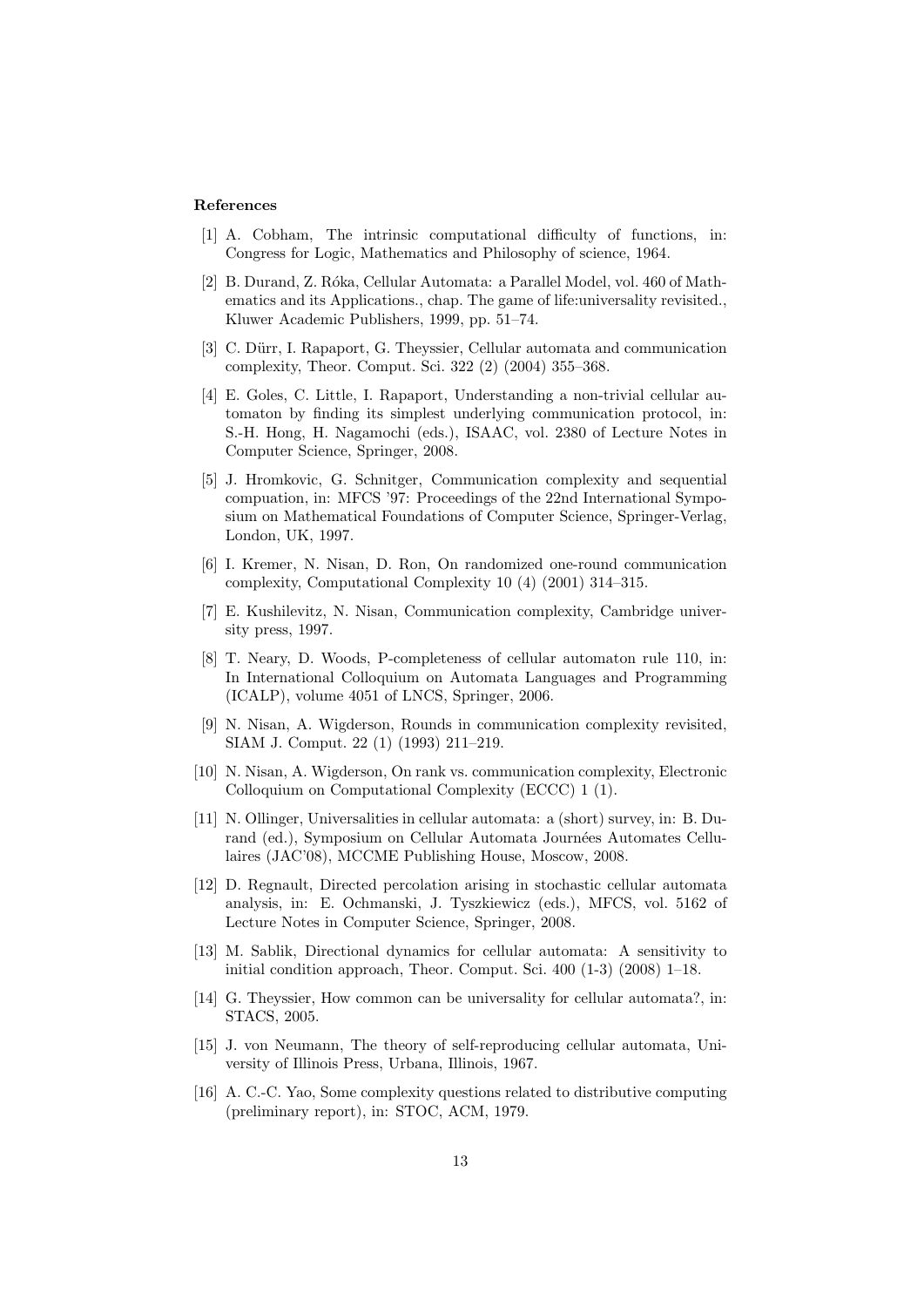#### References

[1] A. Cobham, The intrinsic computational difficulty of functions, in: Congress for Logic, Mathematics and Philosophy of science, 1964.

[2] B. Durand, Z. Róka, Cellular Automata: a Parallel Model, vol. 460 of Mathematics and its Applications., chap. The game of life:universality revisited., Kluwer Academic Publishers, 1999, pp. 51–74.

[3] C. Dürr, I. Rapaport, G. Theyssier, Cellular automata and communication complexity, Theor. Comput. Sci. 322 (2) (2004) 355–368.

[4] E. Goles, C. Little, I. Rapaport, Understanding a non-trivial cellular automaton by finding its simplest underlying communication protocol, in: S.-H. Hong, H. Nagamochi (eds.), ISAAC, vol. 2380 of Lecture Notes in Computer Science, Springer, 2008.

[5] J. Hromkovic, G. Schnitger, Communication complexity and sequential compuation, in: MFCS '97: Proceedings of the 22nd International Symposium on Mathematical Foundations of Computer Science, Springer-Verlag, London, UK, 1997.

[6] I. Kremer, N. Nisan, D. Ron, On randomized one-round communication complexity, Computational Complexity 10 (4) (2001) 314–315.

[7] E. Kushilevitz, N. Nisan, Communication complexity, Cambridge university press, 1997.

[8] T. Neary, D. Woods, P-completeness of cellular automaton rule 110, in: In International Colloquium on Automata Languages and Programming (ICALP), volume 4051 of LNCS, Springer, 2006.

[9] N. Nisan, A. Wigderson, Rounds in communication complexity revisited, SIAM J. Comput. 22 (1) (1993) 211–219.

[10] N. Nisan, A. Wigderson, On rank vs. communication complexity, Electronic Colloquium on Computational Complexity (ECCC) 1 (1).

[11] N. Ollinger, Universalities in cellular automata: a (short) survey, in: B. Durand (ed.), Symposium on Cellular Automata Journées Automates Cellulaires (JAC'08), MCCME Publishing House, Moscow, 2008.

[12] D. Regnault, Directed percolation arising in stochastic cellular automata analysis, in: E. Ochmanski, J. Tyszkiewicz (eds.), MFCS, vol. 5162 of Lecture Notes in Computer Science, Springer, 2008.

[13] M. Sablik, Directional dynamics for cellular automata: A sensitivity to initial condition approach, Theor. Comput. Sci. 400 (1-3) (2008) 1–18.

[14] G. Theyssier, How common can be universality for cellular automata?, in: STACS, 2005.

[15] J. von Neumann, The theory of self-reproducing cellular automata, University of Illinois Press, Urbana, Illinois, 1967.

[16] A. C.-C. Yao, Some complexity questions related to distributive computing (preliminary report), in: STOC, ACM, 1979.